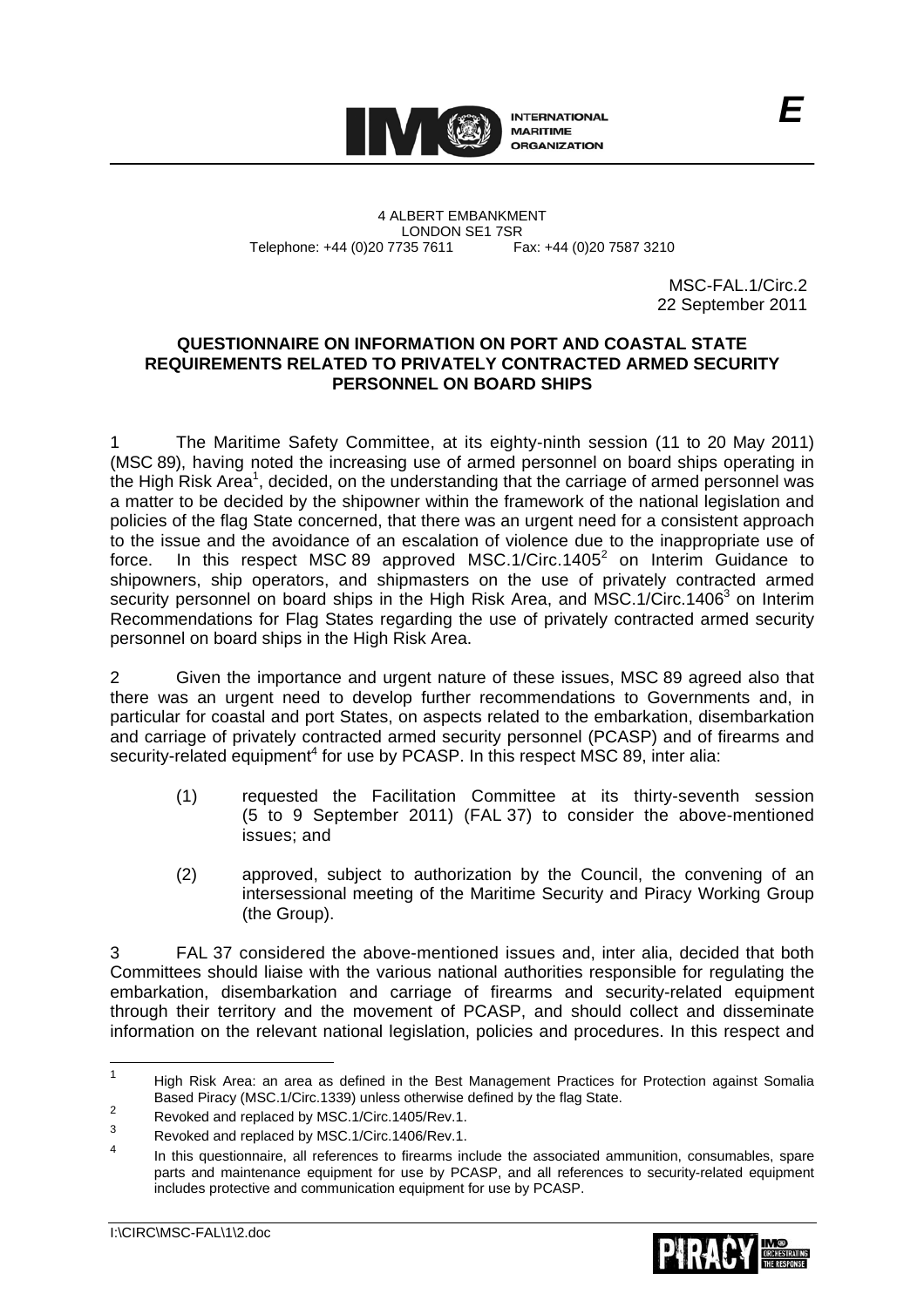INTERNATIONAL MARITIME ORGANIZATION

*E*

4 ALBERT EMBANKMENT
LONDON SE1 7SR
Telephone: +44 (0)20 7735 7611 Fax: +44 (0)20 7587 3210

MSC-FAL.1/Circ.2
22 September 2011

**QUESTIONNAIRE ON INFORMATION ON PORT AND COASTAL STATE REQUIREMENTS RELATED TO PRIVATELY CONTRACTED ARMED SECURITY PERSONNEL ON BOARD SHIPS**

1 The Maritime Safety Committee, at its eighty-ninth session (11 to 20 May 2011) (MSC 89), having noted the increasing use of armed personnel on board ships operating in the High Risk Area[1], decided, on the understanding that the carriage of armed personnel was a matter to be decided by the shipowner within the framework of the national legislation and policies of the flag State concerned, that there was an urgent need for a consistent approach to the issue and the avoidance of an escalation of violence due to the inappropriate use of force. In this respect MSC 89 approved MSC.1/Circ.1405[2] on Interim Guidance to shipowners, ship operators, and shipmasters on the use of privately contracted armed security personnel on board ships in the High Risk Area, and MSC.1/Circ.1406[3] on Interim Recommendations for Flag States regarding the use of privately contracted armed security personnel on board ships in the High Risk Area.

2 Given the importance and urgent nature of these issues, MSC 89 agreed also that there was an urgent need to develop further recommendations to Governments and, in particular for coastal and port States, on aspects related to the embarkation, disembarkation and carriage of privately contracted armed security personnel (PCASP) and of firearms and security-related equipment[4] for use by PCASP. In this respect MSC 89, inter alia:

(1) requested the Facilitation Committee at its thirty-seventh session (5 to 9 September 2011) (FAL 37) to consider the above-mentioned issues; and

(2) approved, subject to authorization by the Council, the convening of an intersessional meeting of the Maritime Security and Piracy Working Group (the Group).

3 FAL 37 considered the above-mentioned issues and, inter alia, decided that both Committees should liaise with the various national authorities responsible for regulating the embarkation, disembarkation and carriage of firearms and security-related equipment through their territory and the movement of PCASP, and should collect and disseminate information on the relevant national legislation, policies and procedures. In this respect and

---

[1] High Risk Area: an area as defined in the Best Management Practices for Protection against Somalia Based Piracy (MSC.1/Circ.1339) unless otherwise defined by the flag State.

[2] Revoked and replaced by MSC.1/Circ.1405/Rev.1.

[3] Revoked and replaced by MSC.1/Circ.1406/Rev.1.

[4] In this questionnaire, all references to firearms include the associated ammunition, consumables, spare parts and maintenance equipment for use by PCASP, and all references to security-related equipment includes protective and communication equipment for use by PCASP.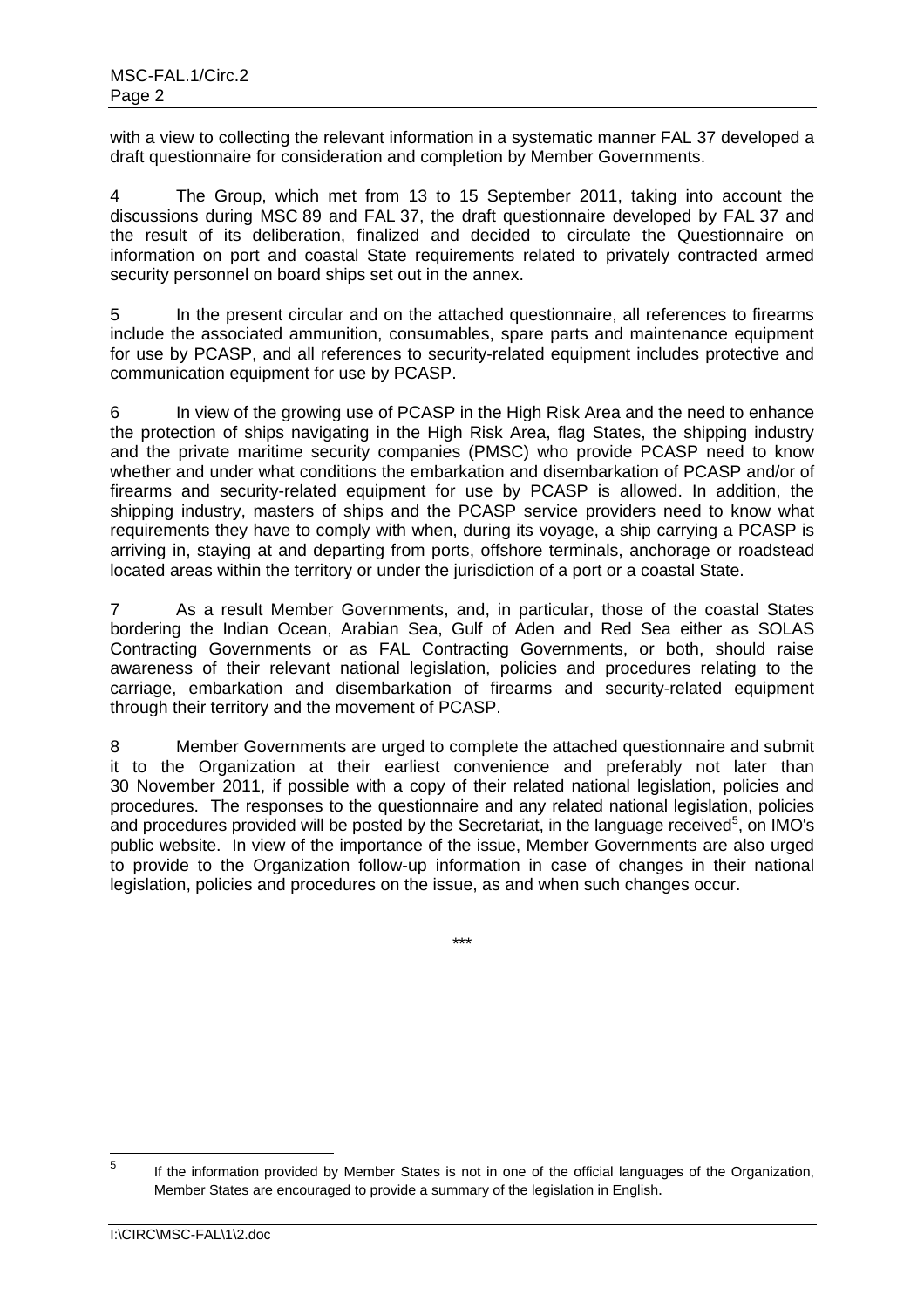with a view to collecting the relevant information in a systematic manner FAL 37 developed a draft questionnaire for consideration and completion by Member Governments.

4 The Group, which met from 13 to 15 September 2011, taking into account the discussions during MSC 89 and FAL 37, the draft questionnaire developed by FAL 37 and the result of its deliberation, finalized and decided to circulate the Questionnaire on information on port and coastal State requirements related to privately contracted armed security personnel on board ships set out in the annex.

5 In the present circular and on the attached questionnaire, all references to firearms include the associated ammunition, consumables, spare parts and maintenance equipment for use by PCASP, and all references to security-related equipment includes protective and communication equipment for use by PCASP.

6 In view of the growing use of PCASP in the High Risk Area and the need to enhance the protection of ships navigating in the High Risk Area, flag States, the shipping industry and the private maritime security companies (PMSC) who provide PCASP need to know whether and under what conditions the embarkation and disembarkation of PCASP and/or of firearms and security-related equipment for use by PCASP is allowed. In addition, the shipping industry, masters of ships and the PCASP service providers need to know what requirements they have to comply with when, during its voyage, a ship carrying a PCASP is arriving in, staying at and departing from ports, offshore terminals, anchorage or roadstead located areas within the territory or under the jurisdiction of a port or a coastal State.

7 As a result Member Governments, and, in particular, those of the coastal States bordering the Indian Ocean, Arabian Sea, Gulf of Aden and Red Sea either as SOLAS Contracting Governments or as FAL Contracting Governments, or both, should raise awareness of their relevant national legislation, policies and procedures relating to the carriage, embarkation and disembarkation of firearms and security-related equipment through their territory and the movement of PCASP.

8 Member Governments are urged to complete the attached questionnaire and submit it to the Organization at their earliest convenience and preferably not later than 30 November 2011, if possible with a copy of their related national legislation, policies and procedures. The responses to the questionnaire and any related national legislation, policies and procedures provided will be posted by the Secretariat, in the language received[5], on IMO's public website. In view of the importance of the issue, Member Governments are also urged to provide to the Organization follow-up information in case of changes in their national legislation, policies and procedures on the issue, as and when such changes occur.

\*\*\*

[5] If the information provided by Member States is not in one of the official languages of the Organization, Member States are encouraged to provide a summary of the legislation in English.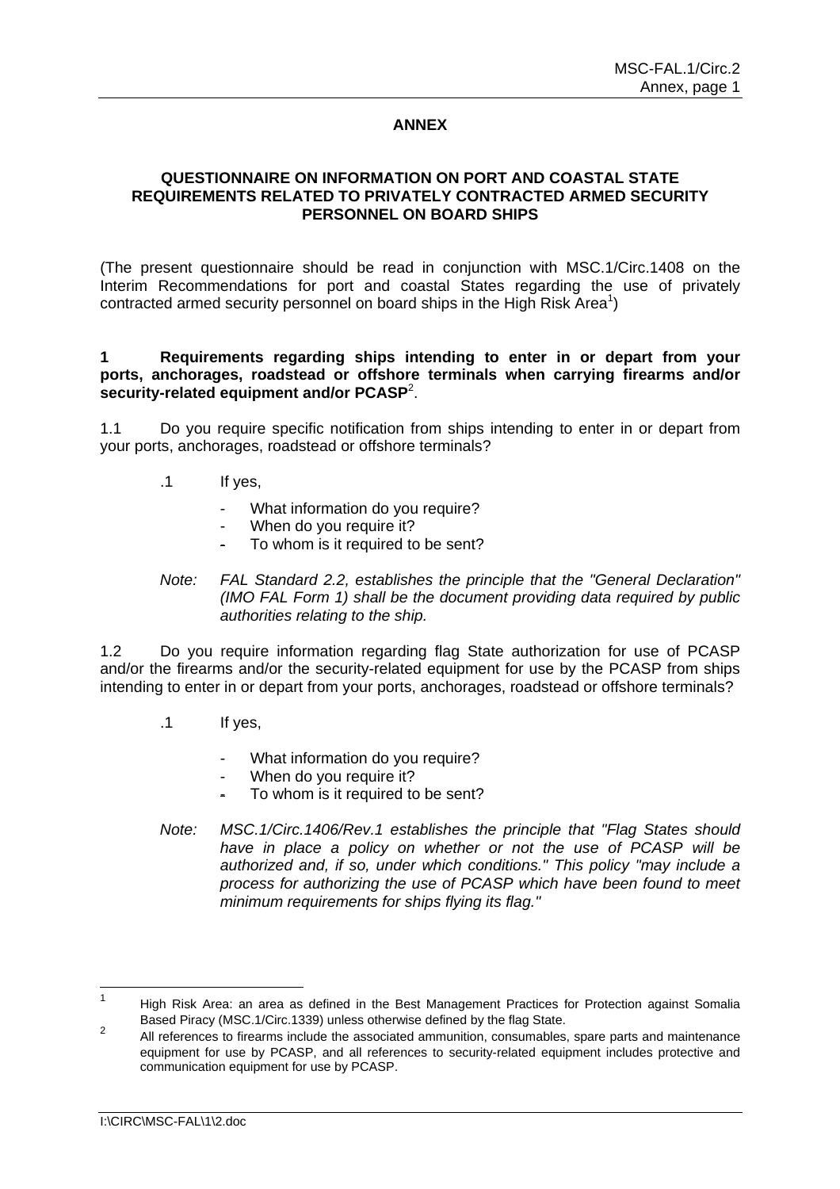**ANNEX**

**QUESTIONNAIRE ON INFORMATION ON PORT AND COASTAL STATE REQUIREMENTS RELATED TO PRIVATELY CONTRACTED ARMED SECURITY PERSONNEL ON BOARD SHIPS**

(The present questionnaire should be read in conjunction with MSC.1/Circ.1408 on the Interim Recommendations for port and coastal States regarding the use of privately contracted armed security personnel on board ships in the High Risk Area[1])

**1 Requirements regarding ships intending to enter in or depart from your ports, anchorages, roadstead or offshore terminals when carrying firearms and/or security-related equipment and/or PCASP**[2].

1.1 Do you require specific notification from ships intending to enter in or depart from your ports, anchorages, roadstead or offshore terminals?

.1 If yes,

- What information do you require?
- When do you require it?
- To whom is it required to be sent?

*Note: FAL Standard 2.2, establishes the principle that the "General Declaration" (IMO FAL Form 1) shall be the document providing data required by public authorities relating to the ship.*

1.2 Do you require information regarding flag State authorization for use of PCASP and/or the firearms and/or the security-related equipment for use by the PCASP from ships intending to enter in or depart from your ports, anchorages, roadstead or offshore terminals?

.1 If yes,

- What information do you require?
- When do you require it?
- To whom is it required to be sent?

*Note: MSC.1/Circ.1406/Rev.1 establishes the principle that "Flag States should have in place a policy on whether or not the use of PCASP will be authorized and, if so, under which conditions." This policy "may include a process for authorizing the use of PCASP which have been found to meet minimum requirements for ships flying its flag."*

---

[1] High Risk Area: an area as defined in the Best Management Practices for Protection against Somalia Based Piracy (MSC.1/Circ.1339) unless otherwise defined by the flag State.

[2] All references to firearms include the associated ammunition, consumables, spare parts and maintenance equipment for use by PCASP, and all references to security-related equipment includes protective and communication equipment for use by PCASP.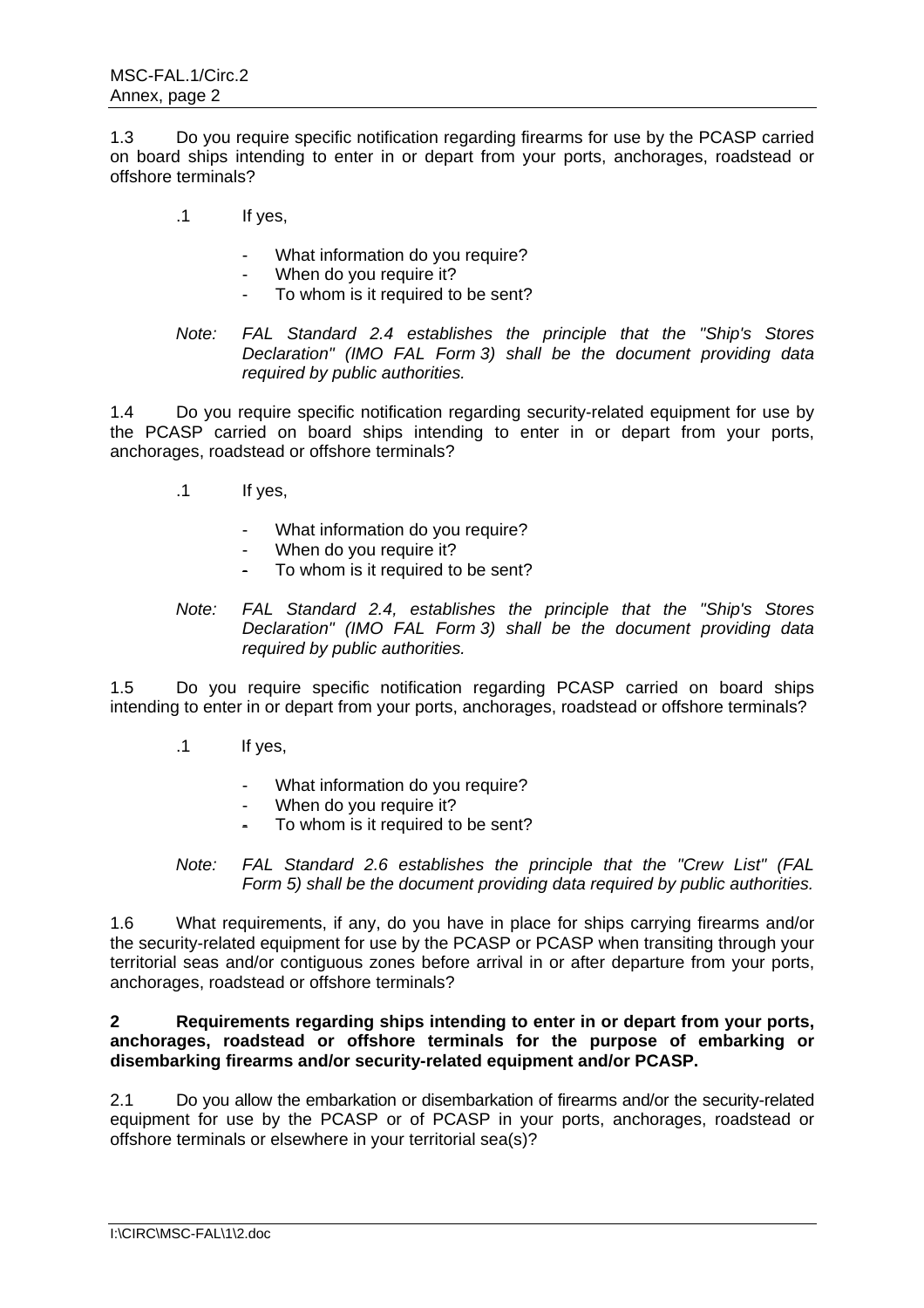1.3 Do you require specific notification regarding firearms for use by the PCASP carried on board ships intending to enter in or depart from your ports, anchorages, roadstead or offshore terminals?

.1 If yes,

- What information do you require?
- When do you require it?
- To whom is it required to be sent?

*Note: FAL Standard 2.4 establishes the principle that the "Ship's Stores Declaration" (IMO FAL Form 3) shall be the document providing data required by public authorities.*

1.4 Do you require specific notification regarding security-related equipment for use by the PCASP carried on board ships intending to enter in or depart from your ports, anchorages, roadstead or offshore terminals?

.1 If yes,

- What information do you require?
- When do you require it?
- To whom is it required to be sent?

*Note: FAL Standard 2.4, establishes the principle that the "Ship's Stores Declaration" (IMO FAL Form 3) shall be the document providing data required by public authorities.*

1.5 Do you require specific notification regarding PCASP carried on board ships intending to enter in or depart from your ports, anchorages, roadstead or offshore terminals?

.1 If yes,

- What information do you require?
- When do you require it?
- To whom is it required to be sent?

*Note: FAL Standard 2.6 establishes the principle that the "Crew List" (FAL Form 5) shall be the document providing data required by public authorities.*

1.6 What requirements, if any, do you have in place for ships carrying firearms and/or the security-related equipment for use by the PCASP or PCASP when transiting through your territorial seas and/or contiguous zones before arrival in or after departure from your ports, anchorages, roadstead or offshore terminals?

**2 Requirements regarding ships intending to enter in or depart from your ports, anchorages, roadstead or offshore terminals for the purpose of embarking or disembarking firearms and/or security-related equipment and/or PCASP.**

2.1 Do you allow the embarkation or disembarkation of firearms and/or the security-related equipment for use by the PCASP or of PCASP in your ports, anchorages, roadstead or offshore terminals or elsewhere in your territorial sea(s)?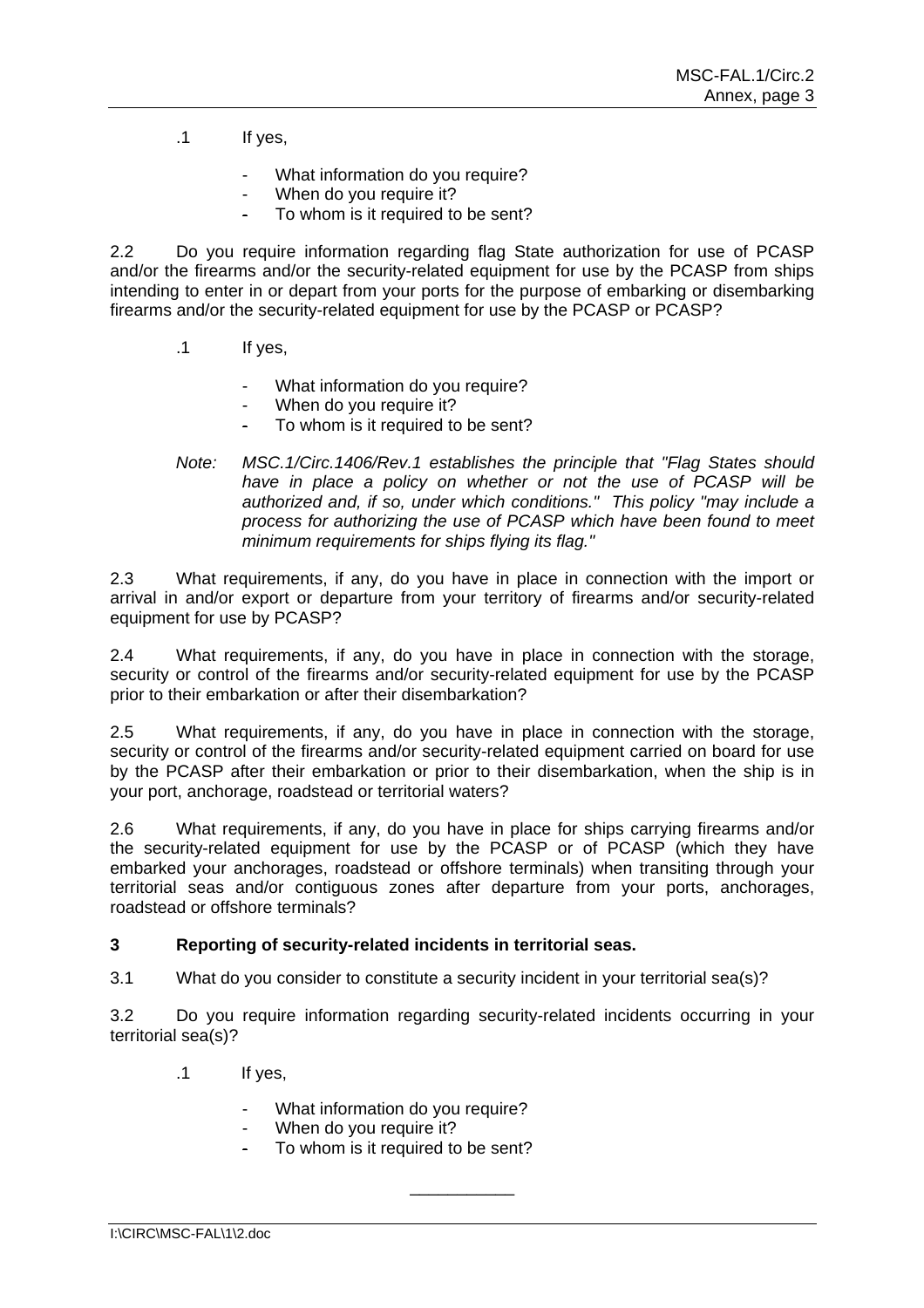.1 If yes,

- What information do you require?
- When do you require it?
- To whom is it required to be sent?

2.2 Do you require information regarding flag State authorization for use of PCASP and/or the firearms and/or the security-related equipment for use by the PCASP from ships intending to enter in or depart from your ports for the purpose of embarking or disembarking firearms and/or the security-related equipment for use by the PCASP or PCASP?

.1 If yes,

- What information do you require?
- When do you require it?
- To whom is it required to be sent?

*Note: MSC.1/Circ.1406/Rev.1 establishes the principle that "Flag States should have in place a policy on whether or not the use of PCASP will be authorized and, if so, under which conditions." This policy "may include a process for authorizing the use of PCASP which have been found to meet minimum requirements for ships flying its flag."*

2.3 What requirements, if any, do you have in place in connection with the import or arrival in and/or export or departure from your territory of firearms and/or security-related equipment for use by PCASP?

2.4 What requirements, if any, do you have in place in connection with the storage, security or control of the firearms and/or security-related equipment for use by the PCASP prior to their embarkation or after their disembarkation?

2.5 What requirements, if any, do you have in place in connection with the storage, security or control of the firearms and/or security-related equipment carried on board for use by the PCASP after their embarkation or prior to their disembarkation, when the ship is in your port, anchorage, roadstead or territorial waters?

2.6 What requirements, if any, do you have in place for ships carrying firearms and/or the security-related equipment for use by the PCASP or of PCASP (which they have embarked your anchorages, roadstead or offshore terminals) when transiting through your territorial seas and/or contiguous zones after departure from your ports, anchorages, roadstead or offshore terminals?

**3 Reporting of security-related incidents in territorial seas.**

3.1 What do you consider to constitute a security incident in your territorial sea(s)?

3.2 Do you require information regarding security-related incidents occurring in your territorial sea(s)?

.1 If yes,

- What information do you require?
- When do you require it?
- To whom is it required to be sent?

___________